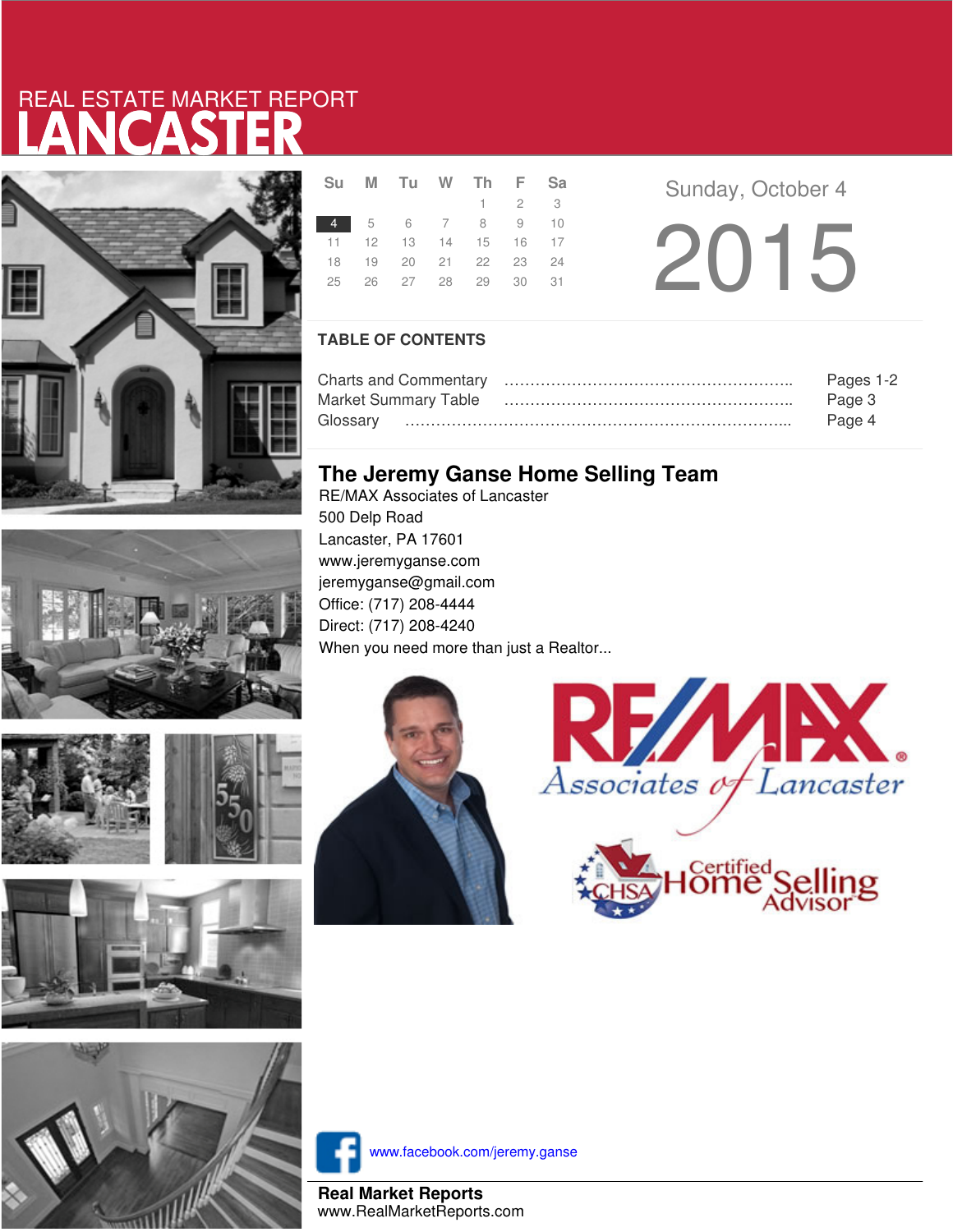# REAL ESTATE MARKET REPORT
# LANCASTER

| Su | M | Tu | W | Th | F | Sa |
|---|---|---|---|---|---|---|
| | | | | 1 | 2 | 3 |
| **4** | 5 | 6 | 7 | 8 | 9 | 10 |
| 11 | 12 | 13 | 14 | 15 | 16 | 17 |
| 18 | 19 | 20 | 21 | 22 | 23 | 24 |
| 25 | 26 | 27 | 28 | 29 | 30 | 31 |

Sunday, October 4

2015

## TABLE OF CONTENTS

| | |
|---|---|
| Charts and Commentary | Pages 1-2 |
| Market Summary Table | Page 3 |
| Glossary | Page 4 |

## The Jeremy Ganse Home Selling Team

RE/MAX Associates of Lancaster
500 Delp Road
Lancaster, PA 17601
www.jeremyganse.com
jeremyganse@gmail.com
Office: (717) 208-4444
Direct: (717) 208-4240
When you need more than just a Realtor...

www.facebook.com/jeremy.ganse

**Real Market Reports**
www.RealMarketReports.com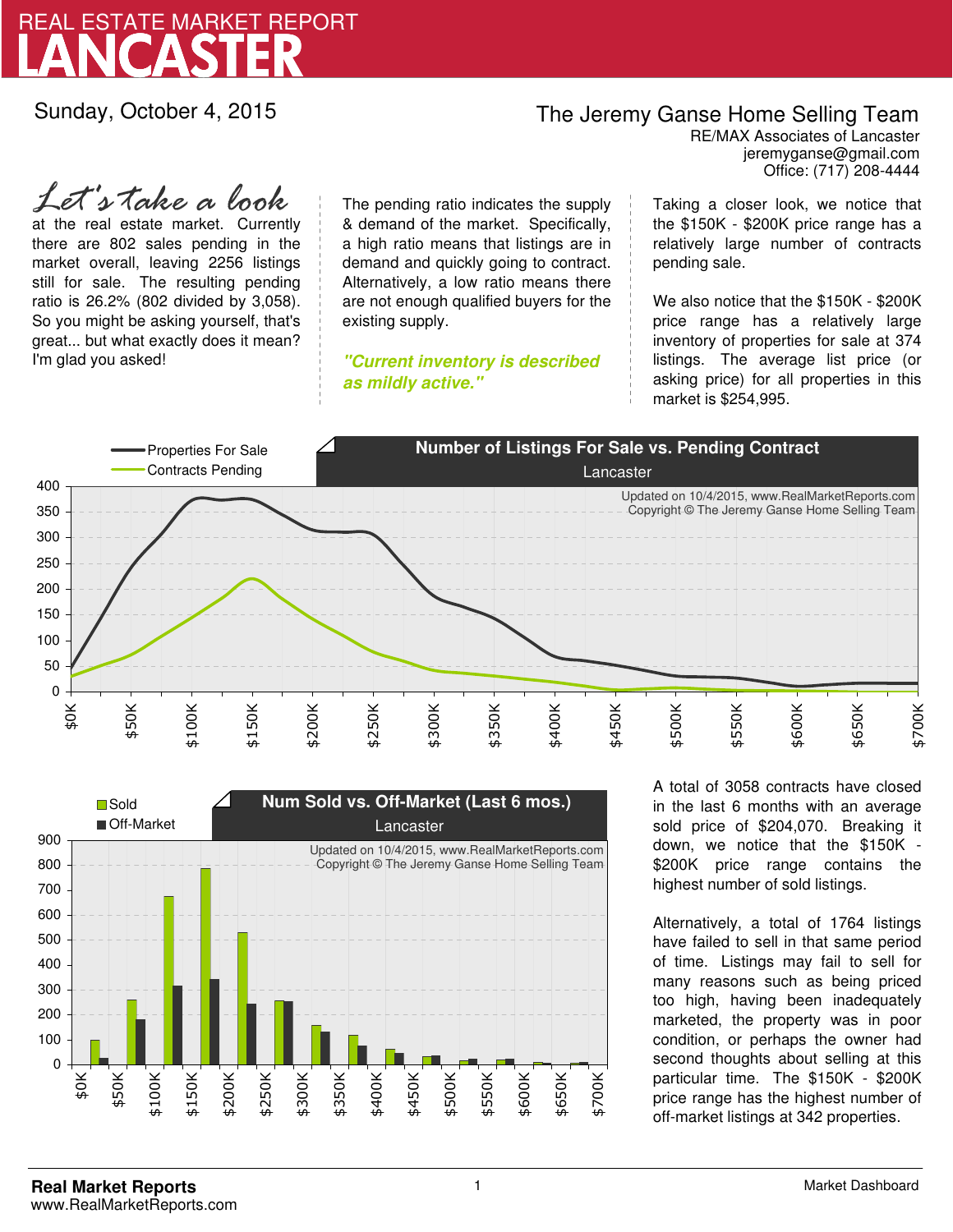# REAL ESTATE MARKET REPORT
# LANCASTER

Sunday, October 4, 2015

**The Jeremy Ganse Home Selling Team**
RE/MAX Associates of Lancaster
jeremyganse@gmail.com
Office: (717) 208-4444

*Let's take a look* at the real estate market. Currently there are 802 sales pending in the market overall, leaving 2256 listings still for sale. The resulting pending ratio is 26.2% (802 divided by 3,058). So you might be asking yourself, that's great... but what exactly does it mean? I'm glad you asked!

The pending ratio indicates the supply & demand of the market. Specifically, a high ratio means that listings are in demand and quickly going to contract. Alternatively, a low ratio means there are not enough qualified buyers for the existing supply.

***"Current inventory is described as mildly active."***

Taking a closer look, we notice that the $150K - $200K price range has a relatively large number of contracts pending sale.

We also notice that the $150K - $200K price range has a relatively large inventory of properties for sale at 374 listings. The average list price (or asking price) for all properties in this market is $254,995.

**Number of Listings For Sale vs. Pending Contract**
Lancaster

Properties For Sale
Contracts Pending

Updated on 10/4/2015, www.RealMarketReports.com
Copyright © The Jeremy Ganse Home Selling Team

**Num Sold vs. Off-Market (Last 6 mos.)**
Lancaster

Sold
Off-Market

Updated on 10/4/2015, www.RealMarketReports.com
Copyright © The Jeremy Ganse Home Selling Team

A total of 3058 contracts have closed in the last 6 months with an average sold price of $204,070. Breaking it down, we notice that the $150K - $200K price range contains the highest number of sold listings.

Alternatively, a total of 1764 listings have failed to sell in that same period of time. Listings may fail to sell for many reasons such as being priced too high, having been inadequately marketed, the property was in poor condition, or perhaps the owner had second thoughts about selling at this particular time. The $150K - $200K price range has the highest number of off-market listings at 342 properties.

**Real Market Reports**
www.RealMarketReports.com

Market Dashboard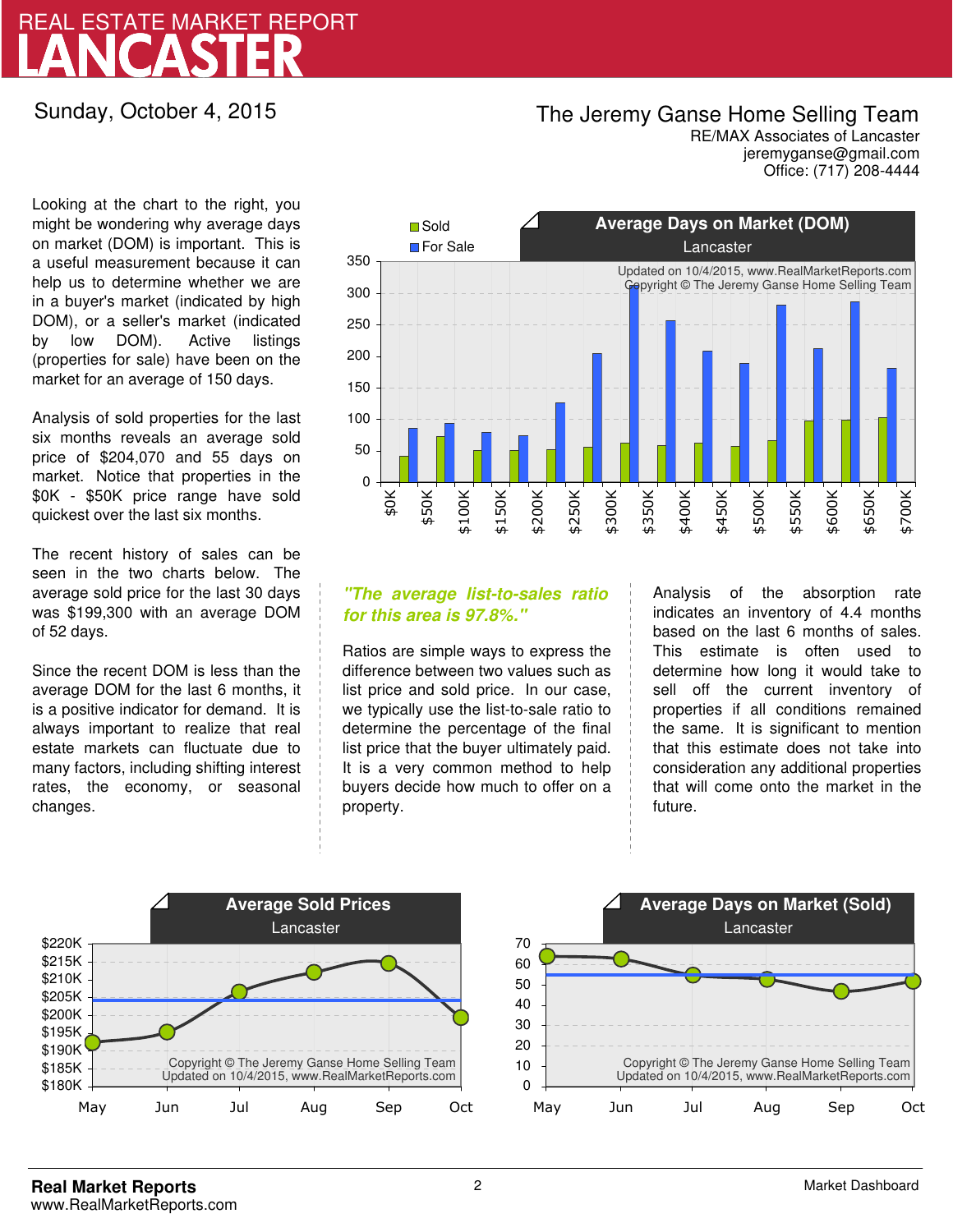# REAL ESTATE MARKET REPORT
# LANCASTER

Sunday, October 4, 2015

**The Jeremy Ganse Home Selling Team**
RE/MAX Associates of Lancaster
jeremyganse@gmail.com
Office: (717) 208-4444

Looking at the chart to the right, you might be wondering why average days on market (DOM) is important. This is a useful measurement because it can help us to determine whether we are in a buyer's market (indicated by high DOM), or a seller's market (indicated by low DOM). Active listings (properties for sale) have been on the market for an average of 150 days.

Analysis of sold properties for the last six months reveals an average sold price of $204,070 and 55 days on market. Notice that properties in the $0K - $50K price range have sold quickest over the last six months.

The recent history of sales can be seen in the two charts below. The average sold price for the last 30 days was $199,300 with an average DOM of 52 days.

Since the recent DOM is less than the average DOM for the last 6 months, it is a positive indicator for demand. It is always important to realize that real estate markets can fluctuate due to many factors, including shifting interest rates, the economy, or seasonal changes.

**Average Days on Market (DOM)**
Lancaster

Updated on 10/4/2015, www.RealMarketReports.com
Copyright © The Jeremy Ganse Home Selling Team

*"The average list-to-sales ratio for this area is 97.8%."*

Ratios are simple ways to express the difference between two values such as list price and sold price. In our case, we typically use the list-to-sale ratio to determine the percentage of the final list price that the buyer ultimately paid. It is a very common method to help buyers decide how much to offer on a property.

Analysis of the absorption rate indicates an inventory of 4.4 months based on the last 6 months of sales. This estimate is often used to determine how long it would take to sell off the current inventory of properties if all conditions remained the same. It is significant to mention that this estimate does not take into consideration any additional properties that will come onto the market in the future.

**Average Sold Prices**
Lancaster

Copyright © The Jeremy Ganse Home Selling Team
Updated on 10/4/2015, www.RealMarketReports.com

**Average Days on Market (Sold)**
Lancaster

Copyright © The Jeremy Ganse Home Selling Team
Updated on 10/4/2015, www.RealMarketReports.com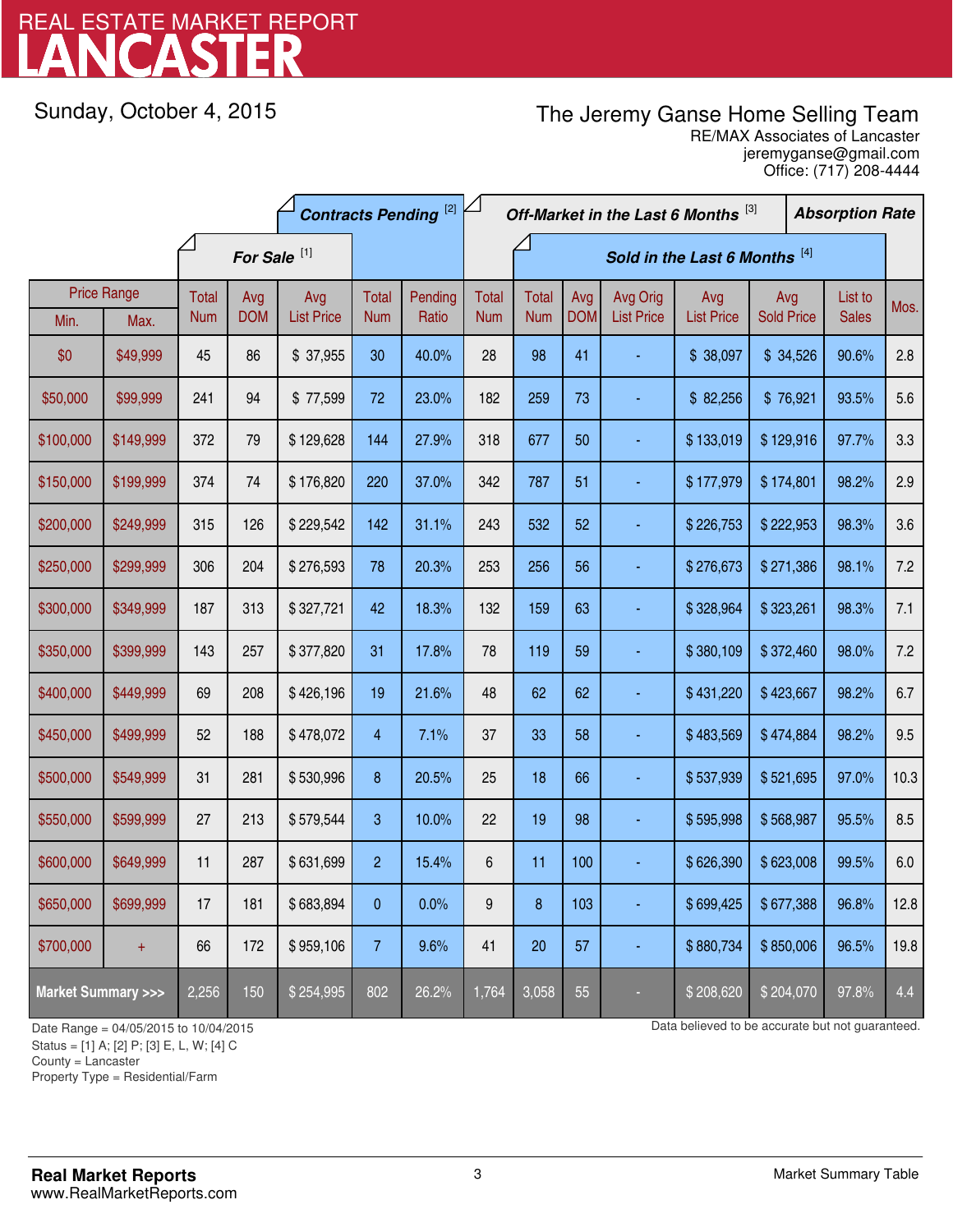# LANCASTER

REAL ESTATE MARKET REPORT

Sunday, October 4, 2015

The Jeremy Ganse Home Selling Team
RE/MAX Associates of Lancaster
jeremyganse@gmail.com
Office: (717) 208-4444

| Price Range | | For Sale [1] | | | Contracts Pending [2] | | Off-Market in the Last 6 Months [3] | Sold in the Last 6 Months [4] | | | | | | Absorption Rate |
|---|---|---|---|---|---|---|---|---|---|---|---|---|---|---|
| Min. | Max. | Total Num | Avg DOM | Avg List Price | Total Num | Pending Ratio | Total Num | Total Num | Avg DOM | Avg Orig List Price | Avg List Price | Avg Sold Price | List to Sales | Mos. |
| $0 | $49,999 | 45 | 86 | $ 37,955 | 30 | 40.0% | 28 | 98 | 41 | - | $ 38,097 | $ 34,526 | 90.6% | 2.8 |
| $50,000 | $99,999 | 241 | 94 | $ 77,599 | 72 | 23.0% | 182 | 259 | 73 | - | $ 82,256 | $ 76,921 | 93.5% | 5.6 |
| $100,000 | $149,999 | 372 | 79 | $ 129,628 | 144 | 27.9% | 318 | 677 | 50 | - | $ 133,019 | $ 129,916 | 97.7% | 3.3 |
| $150,000 | $199,999 | 374 | 74 | $ 176,820 | 220 | 37.0% | 342 | 787 | 51 | - | $ 177,979 | $ 174,801 | 98.2% | 2.9 |
| $200,000 | $249,999 | 315 | 126 | $ 229,542 | 142 | 31.1% | 243 | 532 | 52 | - | $ 226,753 | $ 222,953 | 98.3% | 3.6 |
| $250,000 | $299,999 | 306 | 204 | $ 276,593 | 78 | 20.3% | 253 | 256 | 56 | - | $ 276,673 | $ 271,386 | 98.1% | 7.2 |
| $300,000 | $349,999 | 187 | 313 | $ 327,721 | 42 | 18.3% | 132 | 159 | 63 | - | $ 328,964 | $ 323,261 | 98.3% | 7.1 |
| $350,000 | $399,999 | 143 | 257 | $ 377,820 | 31 | 17.8% | 78 | 119 | 59 | - | $ 380,109 | $ 372,460 | 98.0% | 7.2 |
| $400,000 | $449,999 | 69 | 208 | $ 426,196 | 19 | 21.6% | 48 | 62 | 62 | - | $ 431,220 | $ 423,667 | 98.2% | 6.7 |
| $450,000 | $499,999 | 52 | 188 | $ 478,072 | 4 | 7.1% | 37 | 33 | 58 | - | $ 483,569 | $ 474,884 | 98.2% | 9.5 |
| $500,000 | $549,999 | 31 | 281 | $ 530,996 | 8 | 20.5% | 25 | 18 | 66 | - | $ 537,939 | $ 521,695 | 97.0% | 10.3 |
| $550,000 | $599,999 | 27 | 213 | $ 579,544 | 3 | 10.0% | 22 | 19 | 98 | - | $ 595,998 | $ 568,987 | 95.5% | 8.5 |
| $600,000 | $649,999 | 11 | 287 | $ 631,699 | 2 | 15.4% | 6 | 11 | 100 | - | $ 626,390 | $ 623,008 | 99.5% | 6.0 |
| $650,000 | $699,999 | 17 | 181 | $ 683,894 | 0 | 0.0% | 9 | 8 | 103 | - | $ 699,425 | $ 677,388 | 96.8% | 12.8 |
| $700,000 | + | 66 | 172 | $ 959,106 | 7 | 9.6% | 41 | 20 | 57 | - | $ 880,734 | $ 850,006 | 96.5% | 19.8 |
| **Market Summary >>>** | | 2,256 | 150 | $ 254,995 | 802 | 26.2% | 1,764 | 3,058 | 55 | - | $ 208,620 | $ 204,070 | 97.8% | 4.4 |

Date Range = 04/05/2015 to 10/04/2015
Status = [1] A; [2] P; [3] E, L, W; [4] C
County = Lancaster
Property Type = Residential/Farm

Data believed to be accurate but not guaranteed.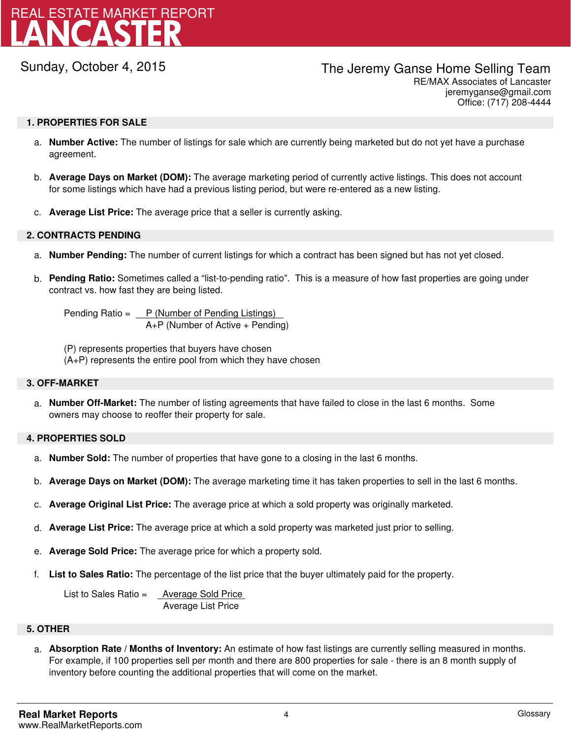# REAL ESTATE MARKET REPORT
# LANCASTER

Sunday, October 4, 2015

**The Jeremy Ganse Home Selling Team**
RE/MAX Associates of Lancaster
jeremyganse@gmail.com
Office: (717) 208-4444

## 1. PROPERTIES FOR SALE

a. **Number Active:** The number of listings for sale which are currently being marketed but do not yet have a purchase agreement.

b. **Average Days on Market (DOM):** The average marketing period of currently active listings. This does not account for some listings which have had a previous listing period, but were re-entered as a new listing.

c. **Average List Price:** The average price that a seller is currently asking.

## 2. CONTRACTS PENDING

a. **Number Pending:** The number of current listings for which a contract has been signed but has not yet closed.

b. **Pending Ratio:** Sometimes called a “list-to-pending ratio”. This is a measure of how fast properties are going under contract vs. how fast they are being listed.

$$\text{Pending Ratio} = \frac{\text{P (Number of Pending Listings)}}{\text{A+P (Number of Active + Pending)}}$$

(P) represents properties that buyers have chosen
(A+P) represents the entire pool from which they have chosen

## 3. OFF-MARKET

a. **Number Off-Market:** The number of listing agreements that have failed to close in the last 6 months. Some owners may choose to reoffer their property for sale.

## 4. PROPERTIES SOLD

a. **Number Sold:** The number of properties that have gone to a closing in the last 6 months.

b. **Average Days on Market (DOM):** The average marketing time it has taken properties to sell in the last 6 months.

c. **Average Original List Price:** The average price at which a sold property was originally marketed.

d. **Average List Price:** The average price at which a sold property was marketed just prior to selling.

e. **Average Sold Price:** The average price for which a property sold.

f. **List to Sales Ratio:** The percentage of the list price that the buyer ultimately paid for the property.

$$\text{List to Sales Ratio} = \frac{\text{Average Sold Price}}{\text{Average List Price}}$$

## 5. OTHER

a. **Absorption Rate / Months of Inventory:** An estimate of how fast listings are currently selling measured in months. For example, if 100 properties sell per month and there are 800 properties for sale - there is an 8 month supply of inventory before counting the additional properties that will come on the market.